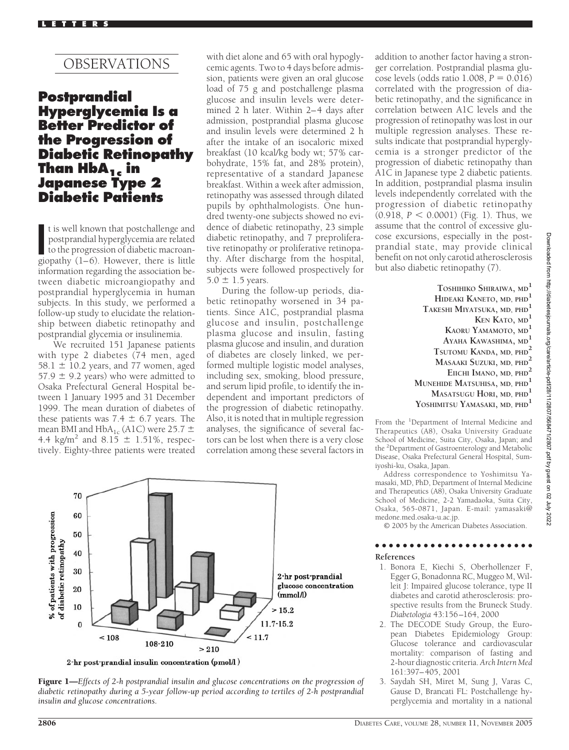## OBSERVATIONS

# Postprandial Hyperglycemia Is a Better Predictor of the Progression of Diabetic Retinopathy Than $HbA_{1c}$ in Japanese Type 2 Diabetic Patients

It is well known that postchallenge and postprandial hyperglycemia are related to the progression of diabetic macroangiopathy (1–6). However, there is little information regarding the association between diabetic microangiopathy and postprandial hyperglycemia in human subjects. In this study, we performed a follow-up study to elucidate the relationship between diabetic retinopathy and postprandial glycemia or insulinemia.

We recruited 151 Japanese patients with type 2 diabetes (74 men, aged 58.1 ± 10.2 years, and 77 women, aged 57.9 ± 9.2 years) who were admitted to Osaka Prefectural General Hospital between 1 January 1995 and 31 December 1999. The mean duration of diabetes of these patients was 7.4 ± 6.7 years. The mean BMI and $HbA_{1c}$ (A1C) were 25.7 ± 4.4 kg/$m^2$ and 8.15 ± 1.51%, respectively. Eighty-three patients were treated with diet alone and 65 with oral hypoglycemic agents. Two to 4 days before admission, patients were given an oral glucose load of 75 g and postchallenge plasma glucose and insulin levels were determined 2 h later. Within 2–4 days after admission, postprandial plasma glucose and insulin levels were determined 2 h after the intake of an isocaloric mixed breakfast (10 kcal/kg body wt; 57% carbohydrate, 15% fat, and 28% protein), representative of a standard Japanese breakfast. Within a week after admission, retinopathy was assessed through dilated pupils by ophthalmologists. One hundred twenty-one subjects showed no evidence of diabetic retinopathy, 23 simple diabetic retinopathy, and 7 preproliferative retinopathy or proliferative retinopathy. After discharge from the hospital, subjects were followed prospectively for 5.0 ± 1.5 years.

During the follow-up periods, diabetic retinopathy worsened in 34 patients. Since A1C, postprandial plasma glucose and insulin, postchallenge plasma glucose and insulin, fasting plasma glucose and insulin, and duration of diabetes are closely linked, we performed multiple logistic model analyses, including sex, smoking, blood pressure, and serum lipid profile, to identify the independent and important predictors of the progression of diabetic retinopathy. Also, it is noted that in multiple regression analyses, the significance of several factors can be lost when there is a very close correlation among these several factors in addition to another factor having a stronger correlation. Postprandial plasma glucose levels (odds ratio 1.008, $P = 0.016$) correlated with the progression of diabetic retinopathy, and the significance in correlation between A1C levels and the progression of retinopathy was lost in our multiple regression analyses. These results indicate that postprandial hyperglycemia is a stronger predictor of the progression of diabetic retinopathy than A1C in Japanese type 2 diabetic patients. In addition, postprandial plasma insulin levels independently correlated with the progression of diabetic retinopathy (0.918, $P < 0.0001$) (Fig. 1). Thus, we assume that the control of excessive glucose excursions, especially in the postprandial state, may provide clinical benefit on not only carotid atherosclerosis but also diabetic retinopathy (7).

**Figure 1**—*Effects of 2-h postprandial insulin and glucose concentrations on the progression of diabetic retinopathy during a 5-year follow-up period according to tertiles of 2-h postprandial insulin and glucose concentrations.*

Toshihiko Shiraiwa, MD[1]
Hideaki Kaneto, MD, PHD[1]
Takeshi Miyatsuka, MD, PHD[1]
Ken Kato, MD[1]
Kaoru Yamamoto, MD[1]
Ayaha Kawashima, MD[1]
Tsutomu Kanda, MD, PHD[2]
Masaaki Suzuki, MD, PHD[2]
Eiichi Imano, MD, PHD[2]
Munehide Matsuhisa, MD, PHD[1]
Masatsugu Hori, MD, PHD[1]
Yoshimitsu Yamasaki, MD, PHD[1]

From the [1]Department of Internal Medicine and Therapeutics (A8), Osaka University Graduate School of Medicine, Suita City, Osaka, Japan; and the [2]Department of Gastroenterology and Metabolic Disease, Osaka Prefectural General Hospital, Sumiyoshi-ku, Osaka, Japan.

Address correspondence to Yoshimitsu Yamasaki, MD, PhD, Department of Internal Medicine and Therapeutics (A8), Osaka University Graduate School of Medicine, 2-2 Yamadaoka, Suita City, Osaka, 565-0871, Japan. E-mail: yamasaki@medone.med.osaka-u.ac.jp.

© 2005 by the American Diabetes Association.

### References

1. Bonora E, Kiechi S, Oberhollenzer F, Egger G, Bonadonna RC, Muggeo M, Willeit J: Impaired glucose tolerance, type II diabetes and carotid atherosclerosis: prospective results from the Bruneck Study. *Diabetologia* 43:156–164, 2000
2. The DECODE Study Group, the European Diabetes Epidemiology Group: Glucose tolerance and cardiovascular mortality: comparison of fasting and 2-hour diagnostic criteria. *Arch Intern Med* 161:397–405, 2001
3. Saydah SH, Miret M, Sung J, Varas C, Gause D, Brancati FL: Postchallenge hyperglycemia and mortality in a national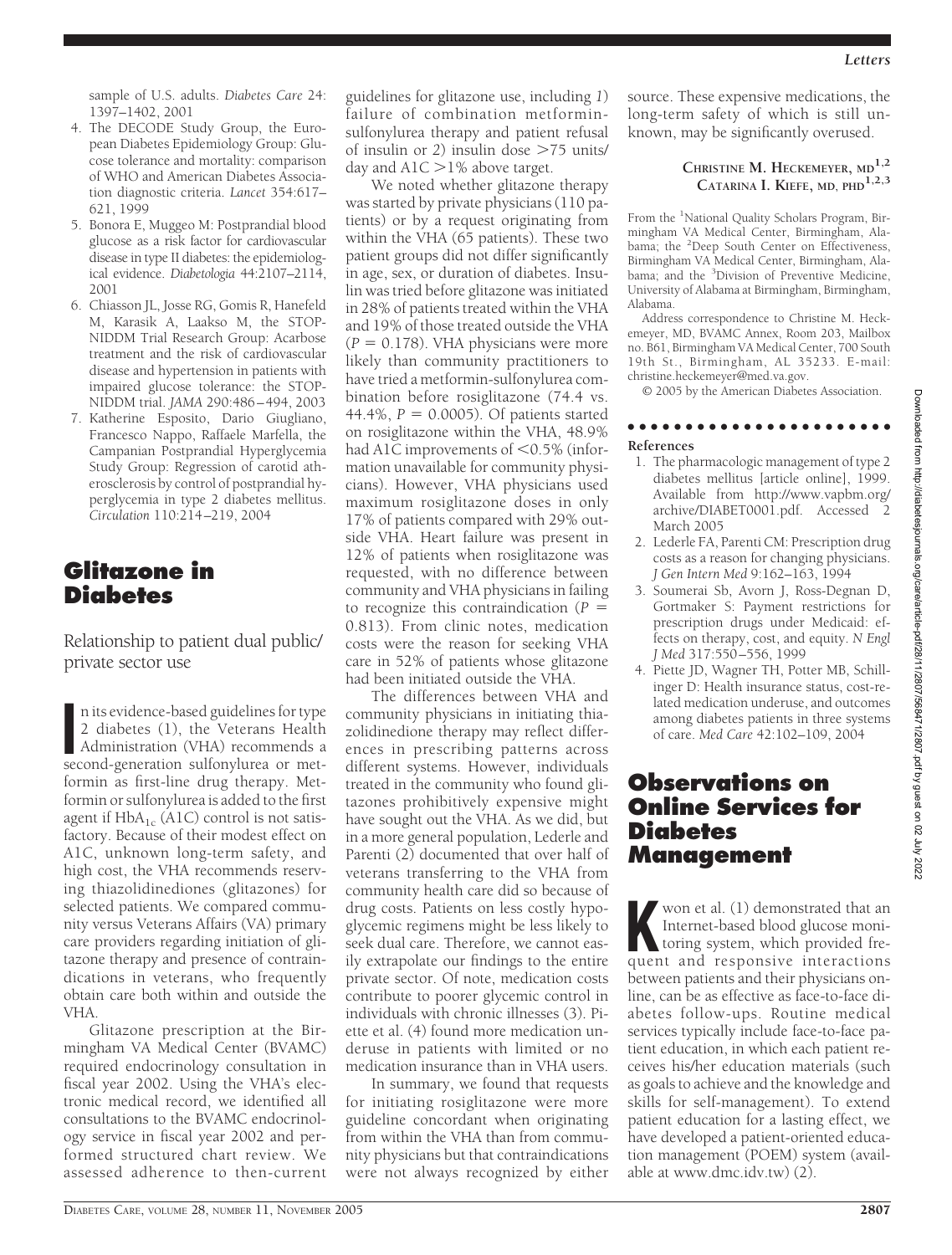sample of U.S. adults. *Diabetes Care* 24: 1397–1402, 2001
4. The DECODE Study Group, the European Diabetes Epidemiology Group: Glucose tolerance and mortality: comparison of WHO and American Diabetes Association diagnostic criteria. *Lancet* 354:617–621, 1999
5. Bonora E, Muggeo M: Postprandial blood glucose as a risk factor for cardiovascular disease in type II diabetes: the epidemiological evidence. *Diabetologia* 44:2107–2114, 2001
6. Chiasson JL, Josse RG, Gomis R, Hanefeld M, Karasik A, Laakso M, the STOP-NIDDM Trial Research Group: Acarbose treatment and the risk of cardiovascular disease and hypertension in patients with impaired glucose tolerance: the STOP-NIDDM trial. *JAMA* 290:486–494, 2003
7. Katherine Esposito, Dario Giugliano, Francesco Nappo, Raffaele Marfella, the Campanian Postprandial Hyperglycemia Study Group: Regression of carotid atherosclerosis by control of postprandial hyperglycemia in type 2 diabetes mellitus. *Circulation* 110:214–219, 2004

# Glitazone in Diabetes

## Relationship to patient dual public/private sector use

In its evidence-based guidelines for type 2 diabetes (1), the Veterans Health Administration (VHA) recommends a second-generation sulfonylurea or metformin as first-line drug therapy. Metformin or sulfonylurea is added to the first agent if $HbA_{1c}$ (A1C) control is not satisfactory. Because of their modest effect on A1C, unknown long-term safety, and high cost, the VHA recommends reserving thiazolidinediones (glitazones) for selected patients. We compared community versus Veterans Affairs (VA) primary care providers regarding initiation of glitazone therapy and presence of contraindications in veterans, who frequently obtain care both within and outside the VHA.

Glitazone prescription at the Birmingham VA Medical Center (BVAMC) required endocrinology consultation in fiscal year 2002. Using the VHA's electronic medical record, we identified all consultations to the BVAMC endocrinology service in fiscal year 2002 and performed structured chart review. We assessed adherence to then-current guidelines for glitazone use, including *1*) failure of combination metformin-sulfonylurea therapy and patient refusal of insulin or *2*) insulin dose >75 units/day and A1C >1% above target.

We noted whether glitazone therapy was started by private physicians (110 patients) or by a request originating from within the VHA (65 patients). These two patient groups did not differ significantly in age, sex, or duration of diabetes. Insulin was tried before glitazone was initiated in 28% of patients treated within the VHA and 19% of those treated outside the VHA ($P = 0.178$). VHA physicians were more likely than community practitioners to have tried a metformin-sulfonylurea combination before rosiglitazone (74.4 vs. 44.4%, $P = 0.0005$). Of patients started on rosiglitazone within the VHA, 48.9% had A1C improvements of <0.5% (information unavailable for community physicians). However, VHA physicians used maximum rosiglitazone doses in only 17% of patients compared with 29% outside VHA. Heart failure was present in 12% of patients when rosiglitazone was requested, with no difference between community and VHA physicians in failing to recognize this contraindication ($P = 0.813$). From clinic notes, medication costs were the reason for seeking VHA care in 52% of patients whose glitazone had been initiated outside the VHA.

The differences between VHA and community physicians in initiating thiazolidinedione therapy may reflect differences in prescribing patterns across different systems. However, individuals treated in the community who found glitazones prohibitively expensive might have sought out the VHA. As we did, but in a more general population, Lederle and Parenti (2) documented that over half of veterans transferring to the VHA from community health care did so because of drug costs. Patients on less costly hypoglycemic regimens might be less likely to seek dual care. Therefore, we cannot easily extrapolate our findings to the entire private sector. Of note, medication costs contribute to poorer glycemic control in individuals with chronic illnesses (3). Piette et al. (4) found more medication underuse in patients with limited or no medication insurance than in VHA users.

In summary, we found that requests for initiating rosiglitazone were more guideline concordant when originating from within the VHA than from community physicians but that contraindications were not always recognized by either source. These expensive medications, the long-term safety of which is still unknown, may be significantly overused.

**Christine M. Heckemeyer, md[1,2]**
**Catarina I. Kiefe, md, phd[1,2,3]**

From the [1]National Quality Scholars Program, Birmingham VA Medical Center, Birmingham, Alabama; the [2]Deep South Center on Effectiveness, Birmingham VA Medical Center, Birmingham, Alabama; and the [3]Division of Preventive Medicine, University of Alabama at Birmingham, Birmingham, Alabama.

Address correspondence to Christine M. Heckemeyer, MD, BVAMC Annex, Room 203, Mailbox no. B61, Birmingham VA Medical Center, 700 South 19th St., Birmingham, AL 35233. E-mail: christine.heckemeyer@med.va.gov.

© 2005 by the American Diabetes Association.

### References

1. The pharmacologic management of type 2 diabetes mellitus [article online], 1999. Available from http://www.vapbm.org/archive/DIABET0001.pdf. Accessed 2 March 2005
2. Lederle FA, Parenti CM: Prescription drug costs as a reason for changing physicians. *J Gen Intern Med* 9:162–163, 1994
3. Soumerai Sb, Avorn J, Ross-Degnan D, Gortmaker S: Payment restrictions for prescription drugs under Medicaid: effects on therapy, cost, and equity. *N Engl J Med* 317:550–556, 1999
4. Piette JD, Wagner TH, Potter MB, Schillinger D: Health insurance status, cost-related medication underuse, and outcomes among diabetes patients in three systems of care. *Med Care* 42:102–109, 2004

# Observations on Online Services for Diabetes Management

Kwon et al. (1) demonstrated that an Internet-based blood glucose monitoring system, which provided frequent and responsive interactions between patients and their physicians online, can be as effective as face-to-face diabetes follow-ups. Routine medical services typically include face-to-face patient education, in which each patient receives his/her education materials (such as goals to achieve and the knowledge and skills for self-management). To extend patient education for a lasting effect, we have developed a patient-oriented education management (POEM) system (available at www.dmc.idv.tw) (2).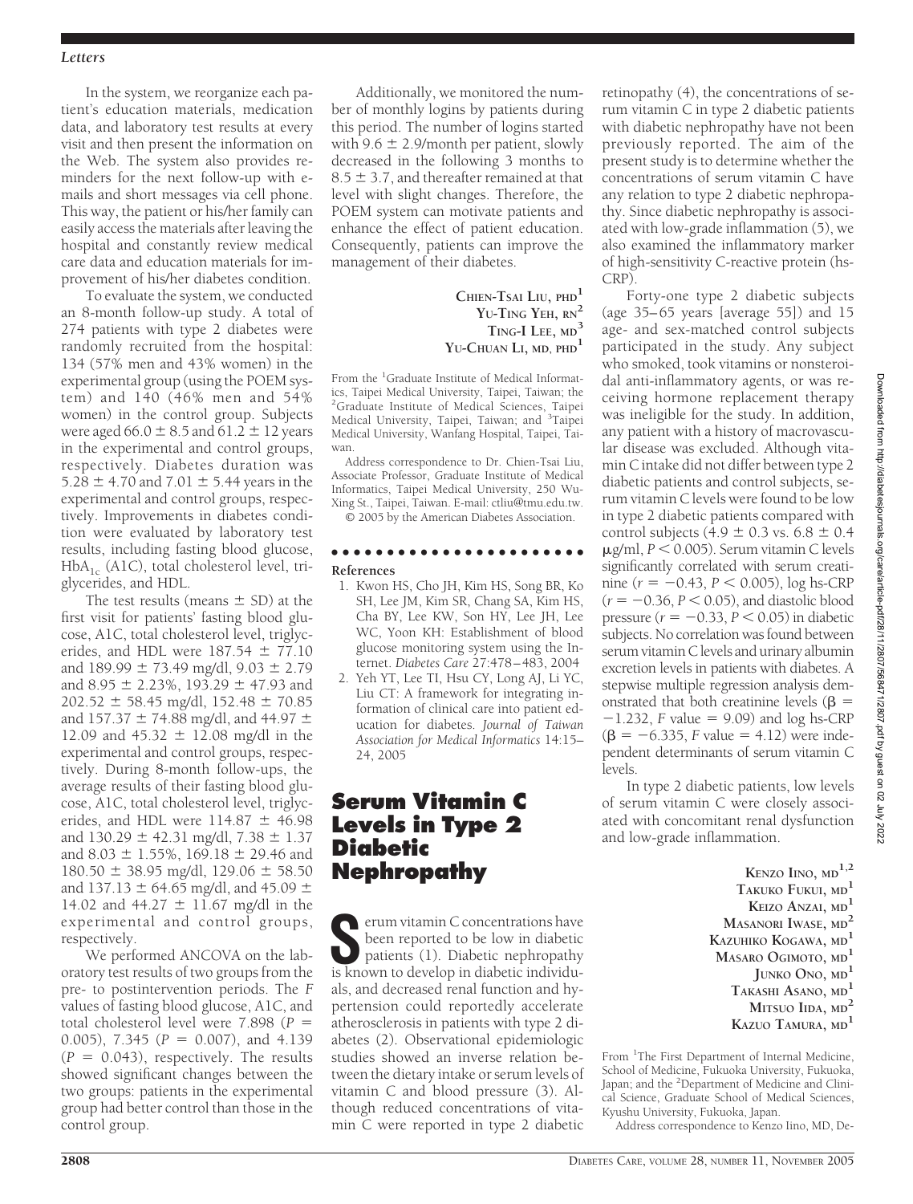In the system, we reorganize each patient's education materials, medication data, and laboratory test results at every visit and then present the information on the Web. The system also provides reminders for the next follow-up with e-mails and short messages via cell phone. This way, the patient or his/her family can easily access the materials after leaving the hospital and constantly review medical care data and education materials for improvement of his/her diabetes condition.

To evaluate the system, we conducted an 8-month follow-up study. A total of 274 patients with type 2 diabetes were randomly recruited from the hospital: 134 (57% men and 43% women) in the experimental group (using the POEM system) and 140 (46% men and 54% women) in the control group. Subjects were aged $66.0 \pm 8.5$ and $61.2 \pm 12$ years in the experimental and control groups, respectively. Diabetes duration was $5.28 \pm 4.70$ and $7.01 \pm 5.44$ years in the experimental and control groups, respectively. Improvements in diabetes condition were evaluated by laboratory test results, including fasting blood glucose, $HbA_{1c}$ (A1C), total cholesterol level, triglycerides, and HDL.

The test results (means ± SD) at the first visit for patients' fasting blood glucose, A1C, total cholesterol level, triglycerides, and HDL were $187.54 \pm 77.10$ and $189.99 \pm 73.49$ mg/dl, $9.03 \pm 2.79$ and $8.95 \pm 2.23$%, $193.29 \pm 47.93$ and $202.52 \pm 58.45$ mg/dl, $152.48 \pm 70.85$ and $157.37 \pm 74.88$ mg/dl, and $44.97 \pm 12.09$ and $45.32 \pm 12.08$ mg/dl in the experimental and control groups, respectively. During 8-month follow-ups, the average results of their fasting blood glucose, A1C, total cholesterol level, triglycerides, and HDL were $114.87 \pm 46.98$ and $130.29 \pm 42.31$ mg/dl, $7.38 \pm 1.37$ and $8.03 \pm 1.55$%, $169.18 \pm 29.46$ and $180.50 \pm 38.95$ mg/dl, $129.06 \pm 58.50$ and $137.13 \pm 64.65$ mg/dl, and $45.09 \pm 14.02$ and $44.27 \pm 11.67$ mg/dl in the experimental and control groups, respectively.

We performed ANCOVA on the laboratory test results of two groups from the pre- to postintervention periods. The $F$ values of fasting blood glucose, A1C, and total cholesterol level were 7.898 ($P = 0.005$), 7.345 ($P = 0.007$), and 4.139 ($P = 0.043$), respectively. The results showed significant changes between the two groups: patients in the experimental group had better control than those in the control group.

Additionally, we monitored the number of monthly logins by patients during this period. The number of logins started with $9.6 \pm 2.9$/month per patient, slowly decreased in the following 3 months to $8.5 \pm 3.7$, and thereafter remained at that level with slight changes. Therefore, the POEM system can motivate patients and enhance the effect of patient education. Consequently, patients can improve the management of their diabetes.

**Chien-Tsai Liu, PhD**[1]
**Yu-Ting Yeh, RN**[2]
**Ting-I Lee, MD**[3]
**Yu-Chuan Li, MD, PhD**[1]

From the [1]Graduate Institute of Medical Informatics, Taipei Medical University, Taipei, Taiwan; the [2]Graduate Institute of Medical Sciences, Taipei Medical University, Taipei, Taiwan; and [3]Taipei Medical University, Wanfang Hospital, Taipei, Taiwan.

Address correspondence to Dr. Chien-Tsai Liu, Associate Professor, Graduate Institute of Medical Informatics, Taipei Medical University, 250 Wu-Xing St., Taipei, Taiwan. E-mail: ctliu@tmu.edu.tw.

© 2005 by the American Diabetes Association.

**References**

1. Kwon HS, Cho JH, Kim HS, Song BR, Ko SH, Lee JM, Kim SR, Chang SA, Kim HS, Cha BY, Lee KW, Son HY, Lee JH, Lee WC, Yoon KH: Establishment of blood glucose monitoring system using the Internet. *Diabetes Care* 27:478–483, 2004
2. Yeh YT, Lee TI, Hsu CY, Long AJ, Li YC, Liu CT: A framework for integrating information of clinical care into patient education for diabetes. *Journal of Taiwan Association for Medical Informatics* 14:15–24, 2005

# Serum Vitamin C Levels in Type 2 Diabetic Nephropathy

Serum vitamin C concentrations have been reported to be low in diabetic patients (1). Diabetic nephropathy is known to develop in diabetic individuals, and decreased renal function and hypertension could reportedly accelerate atherosclerosis in patients with type 2 diabetes (2). Observational epidemiologic studies showed an inverse relation between the dietary intake or serum levels of vitamin C and blood pressure (3). Although reduced concentrations of vitamin C were reported in type 2 diabetic retinopathy (4), the concentrations of serum vitamin C in type 2 diabetic patients with diabetic nephropathy have not been previously reported. The aim of the present study is to determine whether the concentrations of serum vitamin C have any relation to type 2 diabetic nephropathy. Since diabetic nephropathy is associated with low-grade inflammation (5), we also examined the inflammatory marker of high-sensitivity C-reactive protein (hs-CRP).

Forty-one type 2 diabetic subjects (age 35–65 years [average 55]) and 15 age- and sex-matched control subjects participated in the study. Any subject who smoked, took vitamins or nonsteroidal anti-inflammatory agents, or was receiving hormone replacement therapy was ineligible for the study. In addition, any patient with a history of macrovascular disease was excluded. Although vitamin C intake did not differ between type 2 diabetic patients and control subjects, serum vitamin C levels were found to be low in type 2 diabetic patients compared with control subjects ($4.9 \pm 0.3$ vs. $6.8 \pm 0.4$ μg/ml, $P < 0.005$). Serum vitamin C levels significantly correlated with serum creatinine ($r = -0.43$, $P < 0.005$), log hs-CRP ($r = -0.36$, $P < 0.05$), and diastolic blood pressure ($r = -0.33$, $P < 0.05$) in diabetic subjects. No correlation was found between serum vitamin C levels and urinary albumin excretion levels in patients with diabetes. A stepwise multiple regression analysis demonstrated that both creatinine levels ($\beta = -1.232$, $F$ value = 9.09) and log hs-CRP ($\beta = -6.335$, $F$ value = 4.12) were independent determinants of serum vitamin C levels.

In type 2 diabetic patients, low levels of serum vitamin C were closely associated with concomitant renal dysfunction and low-grade inflammation.

**Kenzo Iino, MD**[1,2]
**Takuko Fukui, MD**[1]
**Keizo Anzai, MD**[1]
**Masanori Iwase, MD**[2]
**Kazuhiko Kogawa, MD**[1]
**Masaro Ogimoto, MD**[1]
**Junko Ono, MD**[1]
**Takashi Asano, MD**[1]
**Mitsuo Iida, MD**[2]
**Kazuo Tamura, MD**[1]

From [1]The First Department of Internal Medicine, School of Medicine, Fukuoka University, Fukuoka, Japan; and the [2]Department of Medicine and Clinical Science, Graduate School of Medical Sciences, Kyushu University, Fukuoka, Japan.

Address correspondence to Kenzo Iino, MD, De-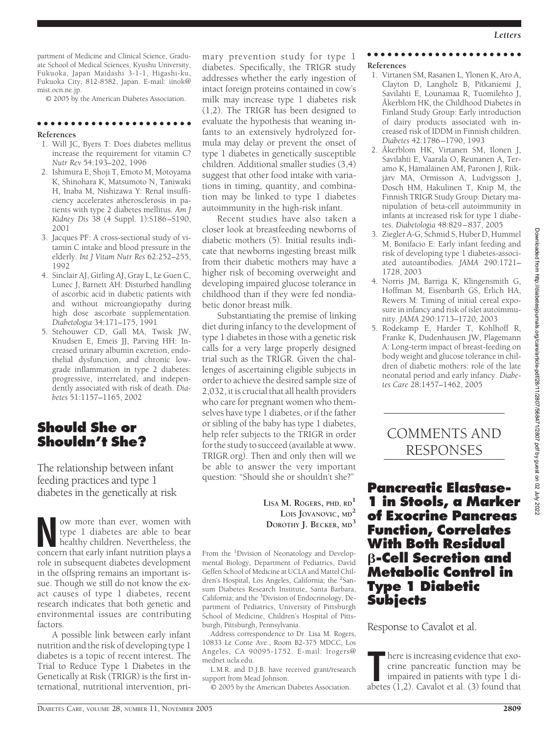partment of Medicine and Clinical Science, Graduate School of Medical Sciences, Kyushu University, Fukuoka, Japan Maidashi 3-1-1, Higashi-ku, Fukuoka City, 812-8582, Japan. E-mail: iinok@mist.ocn.ne.jp.

© 2005 by the American Diabetes Association.

**References**

1. Will JC, Byers T: Does diabetes mellitus increase the requirement for vitamin C? *Nutr Rev* 54:193–202, 1996
2. Ishimura E, Shoji T, Emoto M, Motoyama K, Shinohara K, Matsumoto N, Taniwaki H, Inaba M, Nishizawa Y: Renal insufficiency accelerates atherosclerosis in patients with type 2 diabetes mellitus. *Am J Kidney Dis* 38 (4 Suppl. 1):S186–S190, 2001
3. Jacques PF: A cross-sectional study of vitamin C intake and blood pressure in the elderly. *Int J Vitam Nutr Res* 62:252–255, 1992
4. Sinclair AJ, Girling AJ, Gray L, Le Guen C, Lunec J, Barnett AH: Disturbed handling of ascorbic acid in diabetic patients with and without microangiopathy during high dose ascorbate supplementation. *Diabetologia* 34:171–175, 1991
5. Stehouwer CD, Gall MA, Twisk JW, Knudsen E, Emeis JJ, Parving HH: Increased urinary albumin excretion, endothelial dysfunction, and chronic low-grade inflammation in type 2 diabetes: progressive, interrelated, and independently associated with risk of death. *Diabetes* 51:1157–1165, 2002

# Should She or Shouldn't She?

## The relationship between infant feeding practices and type 1 diabetes in the genetically at risk

Now more than ever, women with type 1 diabetes are able to bear healthy children. Nevertheless, the concern that early infant nutrition plays a role in subsequent diabetes development in the offspring remains an important issue. Though we still do not know the exact causes of type 1 diabetes, recent research indicates that both genetic and environmental issues are contributing factors.

A possible link between early infant nutrition and the risk of developing type 1 diabetes is a topic of recent interest. The Trial to Reduce Type 1 Diabetes in the Genetically at Risk (TRIGR) is the first international, nutritional intervention, primary prevention study for type 1 diabetes. Specifically, the TRIGR study addresses whether the early ingestion of intact foreign proteins contained in cow's milk may increase type 1 diabetes risk (1,2). The TRIGR has been designed to evaluate the hypothesis that weaning infants to an extensively hydrolyzed formula may delay or prevent the onset of type 1 diabetes in genetically susceptible children. Additional smaller studies (3,4) suggest that other food intake with variations in timing, quantity, and combination may be linked to type 1 diabetes autoimmunity in the high-risk infant.

Recent studies have also taken a closer look at breastfeeding newborns of diabetic mothers (5). Initial results indicate that newborns ingesting breast milk from their diabetic mothers may have a higher risk of becoming overweight and developing impaired glucose tolerance in childhood than if they were fed nondiabetic donor breast milk.

Substantiating the premise of linking diet during infancy to the development of type 1 diabetes in those with a genetic risk calls for a very large properly designed trial such as the TRIGR. Given the challenges of ascertaining eligible subjects in order to achieve the desired sample size of 2,032, it is crucial that all health providers who care for pregnant women who themselves have type 1 diabetes, or if the father or sibling of the baby has type 1 diabetes, help refer subjects to the TRIGR in order for the study to succeed (available at www.TRIGR.org). Then and only then will we be able to answer the very important question: "Should she or shouldn't she?"

LISA M. ROGERS, PHD, RD[1]
LOIS JOVANOVIC, MD[2]
DOROTHY J. BECKER, MD[3]

From the [1]Division of Neonatology and Developmental Biology, Department of Pediatrics, David Geffen School of Medicine at UCLA and Mattel Children's Hospital, Los Angeles, California; the [2]Sansum Diabetes Research Institute, Santa Barbara, California; and the [3]Division of Endocrinology, Department of Pediatrics, University of Pittsburgh School of Medicine, Children's Hospital of Pittsburgh, Pittsburgh, Pennsylvania.

Address correspondence to Dr. Lisa M. Rogers, 10833 Le Conte Ave., Room B2-375 MDCC, Los Angeles, CA 90095-1752. E-mail: lrogers@mednet.ucla.edu.

L.M.R. and D.J.B. have received grant/research support from Mead Johnson.

© 2005 by the American Diabetes Association.

**References**

1. Virtanen SM, Rasanen L, Ylonen K, Aro A, Clayton D, Langholz B, Pitkaniemi J, Savilahti E, Lounamaa R, Tuomilehto J, Åkerblom HK, the Childhood Diabetes in Finland Study Group: Early introduction of dairy products associated with increased risk of IDDM in Finnish children. *Diabetes* 42:1786–1790, 1993
2. Åkerblom HK, Virtanen SM, Ilonen J, Savilahti E, Vaarala O, Reunanen A, Teramo K, Hämäläinen AM, Paronen J, Riikjärv MA, Ormisson A, Ludvigsson J, Dosch HM, Hakulinen T, Knip M, the Finnish TRIGR Study Group: Dietary manipulation of beta-cell autoimmunity in infants at increased risk for type 1 diabetes. *Diabetologia* 48:829–837, 2005
3. Ziegler A-G, Schmid S, Huber D, Hummel M, Bonifacio E: Early infant feeding and risk of developing type 1 diabetes-associated autoantibodies. *JAMA* 290:1721–1728, 2003
4. Norris JM, Barriga K, Klingensmith G, Hoffman M, Eisenbarth GS, Erlich HA, Rewers M: Timing of initial cereal exposure in infancy and risk of islet autoimmunity. *JAMA* 290:1713–1720, 2003
5. Rodekamp E, Harder T, Kohlhoff R, Franke K, Dudenhausen JW, Plagemann A: Long-term impact of breast-feeding on body weight and glucose tolerance in children of diabetic mothers: role of the late neonatal period and early infancy. *Diabetes Care* 28:1457–1462, 2005

# COMMENTS AND RESPONSES

# Pancreatic Elastase-1 in Stools, a Marker of Exocrine Pancreas Function, Correlates With Both Residual β-Cell Secretion and Metabolic Control in Type 1 Diabetic Subjects

Response to Cavalot et al.

There is increasing evidence that exocrine pancreatic function may be impaired in patients with type 1 diabetes (1,2). Cavalot et al. (3) found that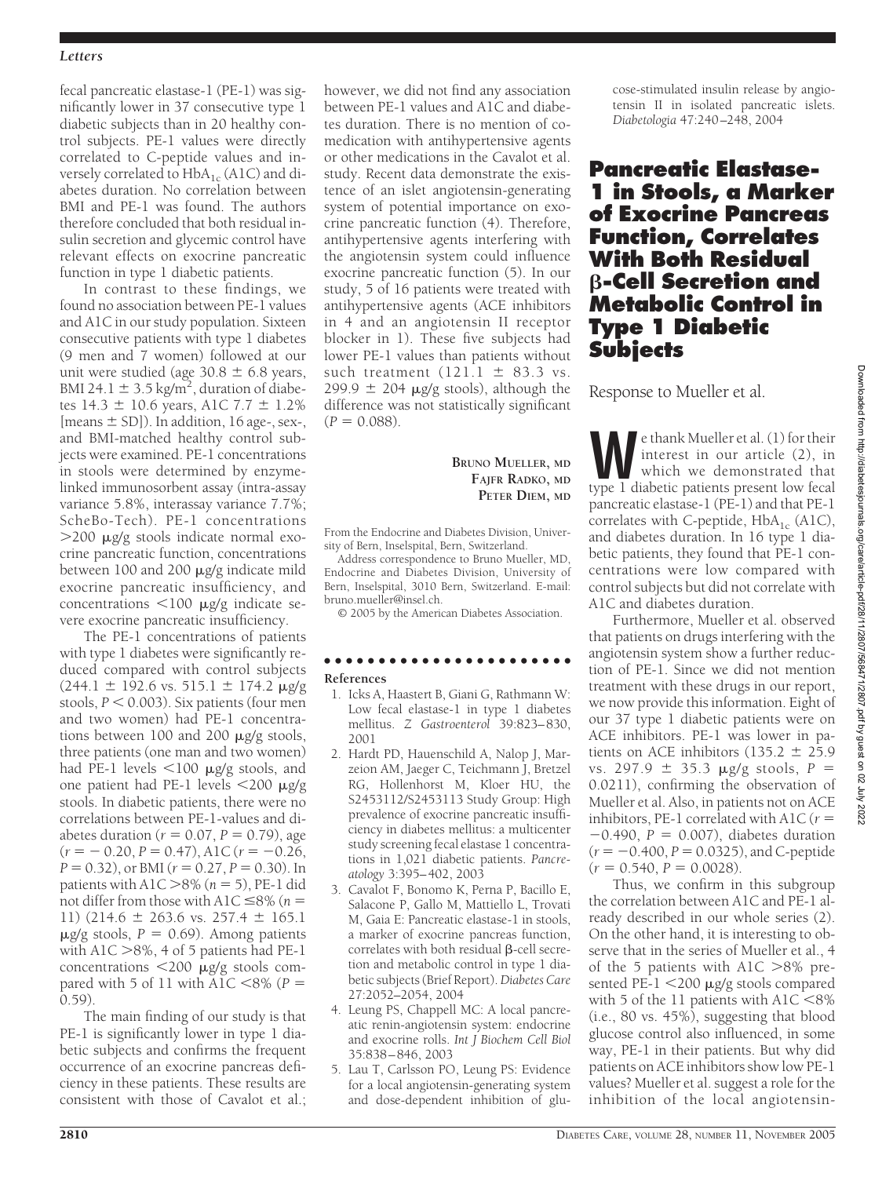fecal pancreatic elastase-1 (PE-1) was significantly lower in 37 consecutive type 1 diabetic subjects than in 20 healthy control subjects. PE-1 values were directly correlated to C-peptide values and inversely correlated to $HbA_{1c}$ (A1C) and diabetes duration. No correlation between BMI and PE-1 was found. The authors therefore concluded that both residual insulin secretion and glycemic control have relevant effects on exocrine pancreatic function in type 1 diabetic patients.

In contrast to these findings, we found no association between PE-1 values and A1C in our study population. Sixteen consecutive patients with type 1 diabetes (9 men and 7 women) followed at our unit were studied (age $30.8 \pm 6.8$ years, BMI $24.1 \pm 3.5$ kg/m$^2$, duration of diabetes $14.3 \pm 10.6$ years, A1C $7.7 \pm 1.2\%$ [means ± SD]). In addition, 16 age-, sex-, and BMI-matched healthy control subjects were examined. PE-1 concentrations in stools were determined by enzyme-linked immunosorbent assay (intra-assay variance 5.8%, interassay variance 7.7%; ScheBo-Tech). PE-1 concentrations >200 μg/g stools indicate normal exocrine pancreatic function, concentrations between 100 and 200 μg/g indicate mild exocrine pancreatic insufficiency, and concentrations <100 μg/g indicate severe exocrine pancreatic insufficiency.

The PE-1 concentrations of patients with type 1 diabetes were significantly reduced compared with control subjects ($244.1 \pm 192.6$ vs. $515.1 \pm 174.2$ μg/g stools, $P < 0.003$). Six patients (four men and two women) had PE-1 concentrations between 100 and 200 μg/g stools, three patients (one man and two women) had PE-1 levels <100 μg/g stools, and one patient had PE-1 levels <200 μg/g stools. In diabetic patients, there were no correlations between PE-1-values and diabetes duration ($r = 0.07$, $P = 0.79$), age ($r = -0.20$, $P = 0.47$), A1C ($r = -0.26$, $P = 0.32$), or BMI ($r = 0.27$, $P = 0.30$). In patients with A1C >8% ($n = 5$), PE-1 did not differ from those with A1C ≤8% ($n = 11$) ($214.6 \pm 263.6$ vs. $257.4 \pm 165.1$ μg/g stools, $P = 0.69$). Among patients with A1C >8%, 4 of 5 patients had PE-1 concentrations <200 μg/g stools compared with 5 of 11 with A1C <8% ($P = 0.59$).

The main finding of our study is that PE-1 is significantly lower in type 1 diabetic subjects and confirms the frequent occurrence of an exocrine pancreas deficiency in these patients. These results are consistent with those of Cavalot et al.; however, we did not find any association between PE-1 values and A1C and diabetes duration. There is no mention of comedication with antihypertensive agents or other medications in the Cavalot et al. study. Recent data demonstrate the existence of an islet angiotensin-generating system of potential importance on exocrine pancreatic function (4). Therefore, antihypertensive agents interfering with the angiotensin system could influence exocrine pancreatic function (5). In our study, 5 of 16 patients were treated with antihypertensive agents (ACE inhibitors in 4 and an angiotensin II receptor blocker in 1). These five subjects had lower PE-1 values than patients without such treatment ($121.1 \pm 83.3$ vs. $299.9 \pm 204$ μg/g stools), although the difference was not statistically significant ($P = 0.088$).

**Bruno Mueller, md**
**Fajfr Radko, md**
**Peter Diem, md**

From the Endocrine and Diabetes Division, University of Bern, Inselspital, Bern, Switzerland.

Address correspondence to Bruno Mueller, MD, Endocrine and Diabetes Division, University of Bern, Inselspital, 3010 Bern, Switzerland. E-mail: bruno.mueller@insel.ch.

© 2005 by the American Diabetes Association.

#### References

1. Icks A, Haastert B, Giani G, Rathmann W: Low fecal elastase-1 in type 1 diabetes mellitus. *Z Gastroenterol* 39:823–830, 2001
2. Hardt PD, Hauenschild A, Nalop J, Marzeion AM, Jaeger C, Teichmann J, Bretzel RG, Hollenhorst M, Kloer HU, the S2453112/S2453113 Study Group: High prevalence of exocrine pancreatic insufficiency in diabetes mellitus: a multicenter study screening fecal elastase 1 concentrations in 1,021 diabetic patients. *Pancreatology* 3:395–402, 2003
3. Cavalot F, Bonomo K, Perna P, Bacillo E, Salacone P, Gallo M, Mattiello L, Trovati M, Gaia E: Pancreatic elastase-1 in stools, a marker of exocrine pancreas function, correlates with both residual β-cell secretion and metabolic control in type 1 diabetic subjects (Brief Report). *Diabetes Care* 27:2052–2054, 2004
4. Leung PS, Chappell MC: A local pancreatic renin-angiotensin system: endocrine and exocrine rolls. *Int J Biochem Cell Biol* 35:838–846, 2003
5. Lau T, Carlsson PO, Leung PS: Evidence for a local angiotensin-generating system and dose-dependent inhibition of glucose-stimulated insulin release by angiotensin II in isolated pancreatic islets. *Diabetologia* 47:240–248, 2004

# Pancreatic Elastase-1 in Stools, a Marker of Exocrine Pancreas Function, Correlates With Both Residual β-Cell Secretion and Metabolic Control in Type 1 Diabetic Subjects

Response to Mueller et al.

We thank Mueller et al. (1) for their interest in our article (2), in which we demonstrated that type 1 diabetic patients present low fecal pancreatic elastase-1 (PE-1) and that PE-1 correlates with C-peptide, $HbA_{1c}$ (A1C), and diabetes duration. In 16 type 1 diabetic patients, they found that PE-1 concentrations were low compared with control subjects but did not correlate with A1C and diabetes duration.

Furthermore, Mueller et al. observed that patients on drugs interfering with the angiotensin system show a further reduction of PE-1. Since we did not mention treatment with these drugs in our report, we now provide this information. Eight of our 37 type 1 diabetic patients were on ACE inhibitors. PE-1 was lower in patients on ACE inhibitors ($135.2 \pm 25.9$ vs. $297.9 \pm 35.3$ μg/g stools, $P = 0.0211$), confirming the observation of Mueller et al. Also, in patients not on ACE inhibitors, PE-1 correlated with A1C ($r = -0.490$, $P = 0.007$), diabetes duration ($r = -0.400$, $P = 0.0325$), and C-peptide ($r = 0.540$, $P = 0.0028$).

Thus, we confirm in this subgroup the correlation between A1C and PE-1 already described in our whole series (2). On the other hand, it is interesting to observe that in the series of Mueller et al., 4 of the 5 patients with A1C >8% presented PE-1 <200 μg/g stools compared with 5 of the 11 patients with A1C <8% (i.e., 80 vs. 45%), suggesting that blood glucose control also influenced, in some way, PE-1 in their patients. But why did patients on ACE inhibitors show low PE-1 values? Mueller et al. suggest a role for the inhibition of the local angiotensin-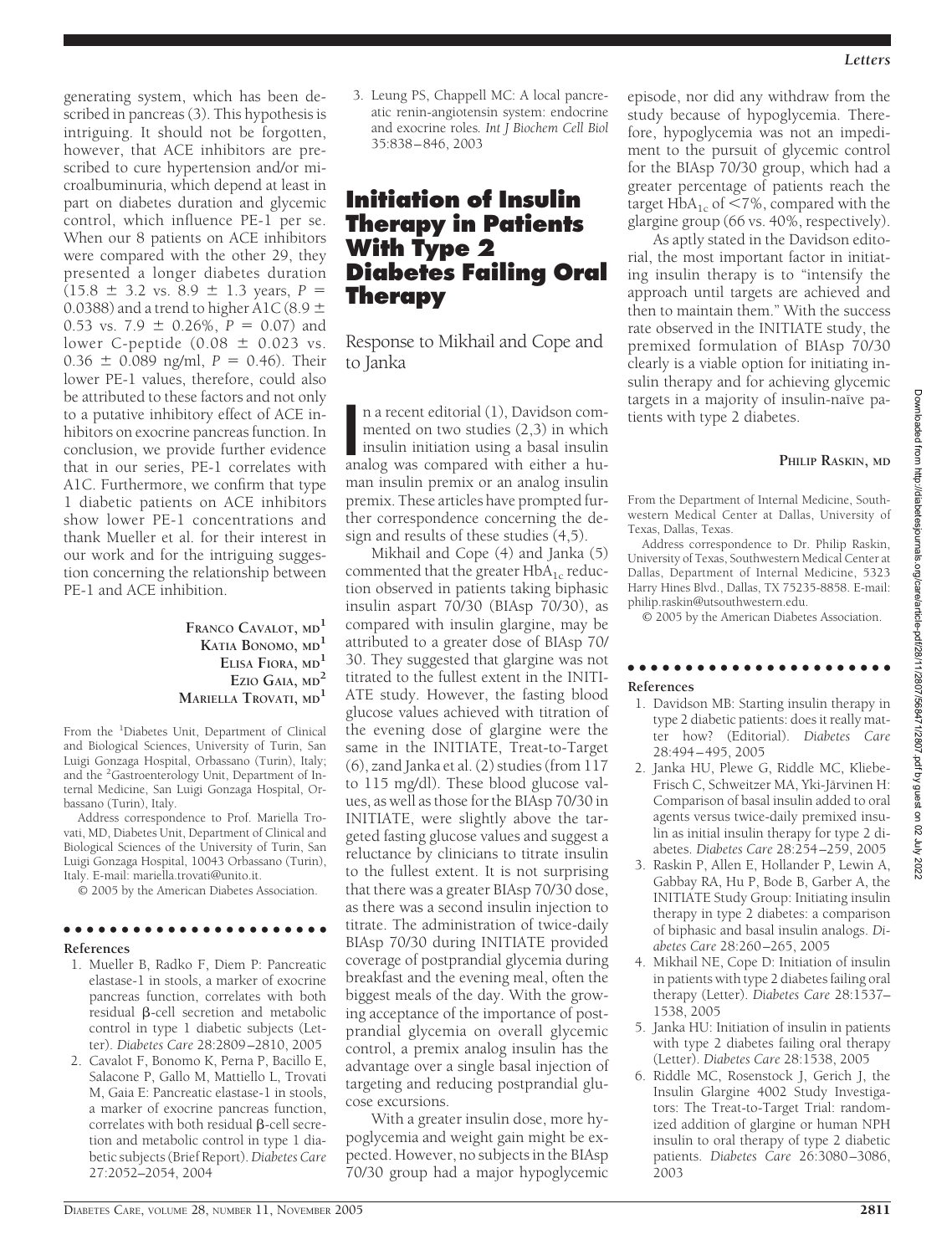generating system, which has been described in pancreas (3). This hypothesis is intriguing. It should not be forgotten, however, that ACE inhibitors are prescribed to cure hypertension and/or microalbuminuria, which depend at least in part on diabetes duration and glycemic control, which influence PE-1 per se. When our 8 patients on ACE inhibitors were compared with the other 29, they presented a longer diabetes duration ($15.8 \pm 3.2$ vs. $8.9 \pm 1.3$ years, $P = 0.0388$) and a trend to higher A1C ($8.9 \pm 0.53$ vs. $7.9 \pm 0.26\%$, $P = 0.07$) and lower C-peptide ($0.08 \pm 0.023$ vs. $0.36 \pm 0.089$ ng/ml, $P = 0.46$). Their lower PE-1 values, therefore, could also be attributed to these factors and not only to a putative inhibitory effect of ACE inhibitors on exocrine pancreas function. In conclusion, we provide further evidence that in our series, PE-1 correlates with A1C. Furthermore, we confirm that type 1 diabetic patients on ACE inhibitors show lower PE-1 concentrations and thank Mueller et al. for their interest in our work and for the intriguing suggestion concerning the relationship between PE-1 and ACE inhibition.

**FRANCO CAVALOT, MD[1]**
**KATIA BONOMO, MD[1]**
**ELISA FIORA, MD[1]**
**EZIO GAIA, MD[2]**
**MARIELLA TROVATI, MD[1]**

From the [1]Diabetes Unit, Department of Clinical and Biological Sciences, University of Turin, San Luigi Gonzaga Hospital, Orbassano (Turin), Italy; and the [2]Gastroenterology Unit, Department of Internal Medicine, San Luigi Gonzaga Hospital, Orbassano (Turin), Italy.

Address correspondence to Prof. Mariella Trovati, MD, Diabetes Unit, Department of Clinical and Biological Sciences of the University of Turin, San Luigi Gonzaga Hospital, 10043 Orbassano (Turin), Italy. E-mail: mariella.trovati@unito.it.

© 2005 by the American Diabetes Association.

#### References

1. Mueller B, Radko F, Diem P: Pancreatic elastase-1 in stools, a marker of exocrine pancreas function, correlates with both residual β-cell secretion and metabolic control in type 1 diabetic subjects (Letter). *Diabetes Care* 28:2809–2810, 2005
2. Cavalot F, Bonomo K, Perna P, Bacillo E, Salacone P, Gallo M, Mattiello L, Trovati M, Gaia E: Pancreatic elastase-1 in stools, a marker of exocrine pancreas function, correlates with both residual β-cell secretion and metabolic control in type 1 diabetic subjects (Brief Report). *Diabetes Care* 27:2052–2054, 2004
3. Leung PS, Chappell MC: A local pancreatic renin-angiotensin system: endocrine and exocrine roles. *Int J Biochem Cell Biol* 35:838–846, 2003

## Initiation of Insulin Therapy in Patients With Type 2 Diabetes Failing Oral Therapy

Response to Mikhail and Cope and to Janka

In a recent editorial (1), Davidson commented on two studies (2,3) in which insulin initiation using a basal insulin analog was compared with either a human insulin premix or an analog insulin premix. These articles have prompted further correspondence concerning the design and results of these studies (4,5).

Mikhail and Cope (4) and Janka (5) commented that the greater $HbA_{1c}$ reduction observed in patients taking biphasic insulin aspart 70/30 (BIAsp 70/30), as compared with insulin glargine, may be attributed to a greater dose of BIAsp 70/30. They suggested that glargine was not titrated to the fullest extent in the INITIATE study. However, the fasting blood glucose values achieved with titration of the evening dose of glargine were the same in the INITIATE, Treat-to-Target (6), zand Janka et al. (2) studies (from 117 to 115 mg/dl). These blood glucose values, as well as those for the BIAsp 70/30 in INITIATE, were slightly above the targeted fasting glucose values and suggest a reluctance by clinicians to titrate insulin to the fullest extent. It is not surprising that there was a greater BIAsp 70/30 dose, as there was a second insulin injection to titrate. The administration of twice-daily BIAsp 70/30 during INITIATE provided coverage of postprandial glycemia during breakfast and the evening meal, often the biggest meals of the day. With the growing acceptance of the importance of postprandial glycemia on overall glycemic control, a premix analog insulin has the advantage over a single basal injection of targeting and reducing postprandial glucose excursions.

With a greater insulin dose, more hypoglycemia and weight gain might be expected. However, no subjects in the BIAsp 70/30 group had a major hypoglycemic episode, nor did any withdraw from the study because of hypoglycemia. Therefore, hypoglycemia was not an impediment to the pursuit of glycemic control for the BIAsp 70/30 group, which had a greater percentage of patients reach the target $HbA_{1c}$ of $<7\%$, compared with the glargine group (66 vs. 40%, respectively).

As aptly stated in the Davidson editorial, the most important factor in initiating insulin therapy is to "intensify the approach until targets are achieved and then to maintain them." With the success rate observed in the INITIATE study, the premixed formulation of BIAsp 70/30 clearly is a viable option for initiating insulin therapy and for achieving glycemic targets in a majority of insulin-naïve patients with type 2 diabetes.

**PHILIP RASKIN, MD**

From the Department of Internal Medicine, Southwestern Medical Center at Dallas, University of Texas, Dallas, Texas.

Address correspondence to Dr. Philip Raskin, University of Texas, Southwestern Medical Center at Dallas, Department of Internal Medicine, 5323 Harry Hines Blvd., Dallas, TX 75235-8858. E-mail: philip.raskin@utsouthwestern.edu.

© 2005 by the American Diabetes Association.

#### References

1. Davidson MB: Starting insulin therapy in type 2 diabetic patients: does it really matter how? (Editorial). *Diabetes Care* 28:494–495, 2005
2. Janka HU, Plewe G, Riddle MC, Kliebe-Frisch C, Schweitzer MA, Yki-Järvinen H: Comparison of basal insulin added to oral agents versus twice-daily premixed insulin as initial insulin therapy for type 2 diabetes. *Diabetes Care* 28:254–259, 2005
3. Raskin P, Allen E, Hollander P, Lewin A, Gabbay RA, Hu P, Bode B, Garber A, the INITIATE Study Group: Initiating insulin therapy in type 2 diabetes: a comparison of biphasic and basal insulin analogs. *Diabetes Care* 28:260–265, 2005
4. Mikhail NE, Cope D: Initiation of insulin in patients with type 2 diabetes failing oral therapy (Letter). *Diabetes Care* 28:1537–1538, 2005
5. Janka HU: Initiation of insulin in patients with type 2 diabetes failing oral therapy (Letter). *Diabetes Care* 28:1538, 2005
6. Riddle MC, Rosenstock J, Gerich J, the Insulin Glargine 4002 Study Investigators: The Treat-to-Target Trial: randomized addition of glargine or human NPH insulin to oral therapy of type 2 diabetic patients. *Diabetes Care* 26:3080–3086, 2003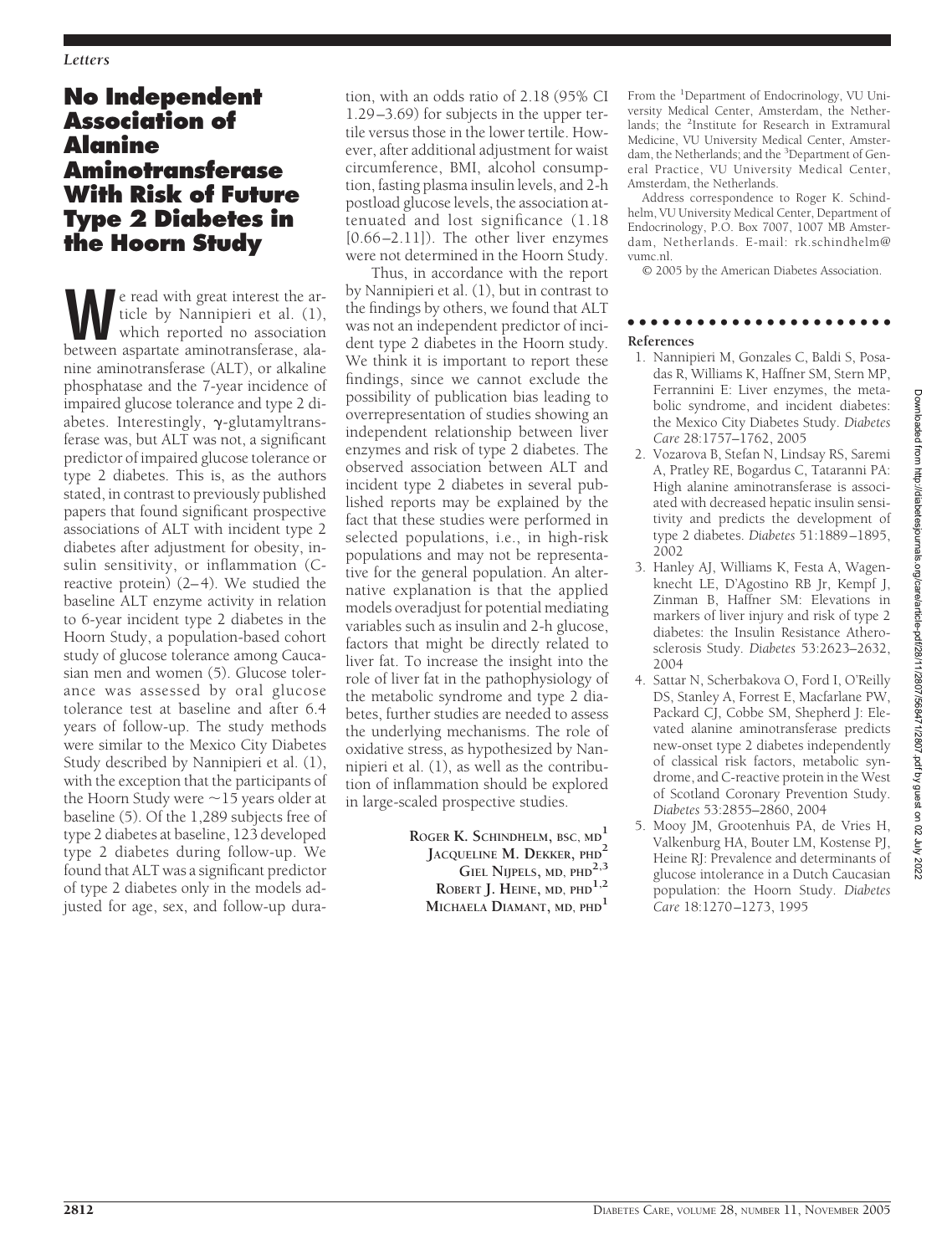# No Independent Association of Alanine Aminotransferase With Risk of Future Type 2 Diabetes in the Hoorn Study

We read with great interest the article by Nannipieri et al. (1), which reported no association between aspartate aminotransferase, alanine aminotransferase (ALT), or alkaline phosphatase and the 7-year incidence of impaired glucose tolerance and type 2 diabetes. Interestingly, γ-glutamyltransferase was, but ALT was not, a significant predictor of impaired glucose tolerance or type 2 diabetes. This is, as the authors stated, in contrast to previously published papers that found significant prospective associations of ALT with incident type 2 diabetes after adjustment for obesity, insulin sensitivity, or inflammation (C-reactive protein) (2–4). We studied the baseline ALT enzyme activity in relation to 6-year incident type 2 diabetes in the Hoorn Study, a population-based cohort study of glucose tolerance among Caucasian men and women (5). Glucose tolerance was assessed by oral glucose tolerance test at baseline and after 6.4 years of follow-up. The study methods were similar to the Mexico City Diabetes Study described by Nannipieri et al. (1), with the exception that the participants of the Hoorn Study were ~15 years older at baseline (5). Of the 1,289 subjects free of type 2 diabetes at baseline, 123 developed type 2 diabetes during follow-up. We found that ALT was a significant predictor of type 2 diabetes only in the models adjusted for age, sex, and follow-up duration, with an odds ratio of 2.18 (95% CI 1.29–3.69) for subjects in the upper tertile versus those in the lower tertile. However, after additional adjustment for waist circumference, BMI, alcohol consumption, fasting plasma insulin levels, and 2-h postload glucose levels, the association attenuated and lost significance (1.18 [0.66–2.11]). The other liver enzymes were not determined in the Hoorn Study.

Thus, in accordance with the report by Nannipieri et al. (1), but in contrast to the findings by others, we found that ALT was not an independent predictor of incident type 2 diabetes in the Hoorn study. We think it is important to report these findings, since we cannot exclude the possibility of publication bias leading to overrepresentation of studies showing an independent relationship between liver enzymes and risk of type 2 diabetes. The observed association between ALT and incident type 2 diabetes in several published reports may be explained by the fact that these studies were performed in selected populations, i.e., in high-risk populations and may not be representative for the general population. An alternative explanation is that the applied models overadjust for potential mediating variables such as insulin and 2-h glucose, factors that might be directly related to liver fat. To increase the insight into the role of liver fat in the pathophysiology of the metabolic syndrome and type 2 diabetes, further studies are needed to assess the underlying mechanisms. The role of oxidative stress, as hypothesized by Nannipieri et al. (1), as well as the contribution of inflammation should be explored in large-scaled prospective studies.

**Roger K. Schindhelm, bsc, md**[1]
**Jacqueline M. Dekker, phd**[2]
**Giel Nijpels, md, phd**[2,3]
**Robert J. Heine, md, phd**[1,2]
**Michaela Diamant, md, phd**[1]

From the [1]Department of Endocrinology, VU University Medical Center, Amsterdam, the Netherlands; the [2]Institute for Research in Extramural Medicine, VU University Medical Center, Amsterdam, the Netherlands; and the [3]Department of General Practice, VU University Medical Center, Amsterdam, the Netherlands.

Address correspondence to Roger K. Schindhelm, VU University Medical Center, Department of Endocrinology, P.O. Box 7007, 1007 MB Amsterdam, Netherlands. E-mail: rk.schindhelm@vumc.nl.

© 2005 by the American Diabetes Association.

## References

1. Nannipieri M, Gonzales C, Baldi S, Posadas R, Williams K, Haffner SM, Stern MP, Ferrannini E: Liver enzymes, the metabolic syndrome, and incident diabetes: the Mexico City Diabetes Study. *Diabetes Care* 28:1757–1762, 2005
2. Vozarova B, Stefan N, Lindsay RS, Saremi A, Pratley RE, Bogardus C, Tataranni PA: High alanine aminotransferase is associated with decreased hepatic insulin sensitivity and predicts the development of type 2 diabetes. *Diabetes* 51:1889–1895, 2002
3. Hanley AJ, Williams K, Festa A, Wagenknecht LE, D'Agostino RB Jr, Kempf J, Zinman B, Haffner SM: Elevations in markers of liver injury and risk of type 2 diabetes: the Insulin Resistance Atherosclerosis Study. *Diabetes* 53:2623–2632, 2004
4. Sattar N, Scherbakova O, Ford I, O'Reilly DS, Stanley A, Forrest E, Macfarlane PW, Packard CJ, Cobbe SM, Shepherd J: Elevated alanine aminotransferase predicts new-onset type 2 diabetes independently of classical risk factors, metabolic syndrome, and C-reactive protein in the West of Scotland Coronary Prevention Study. *Diabetes* 53:2855–2860, 2004
5. Mooy JM, Grootenhuis PA, de Vries H, Valkenburg HA, Bouter LM, Kostense PJ, Heine RJ: Prevalence and determinants of glucose intolerance in a Dutch Caucasian population: the Hoorn Study. *Diabetes Care* 18:1270–1273, 1995